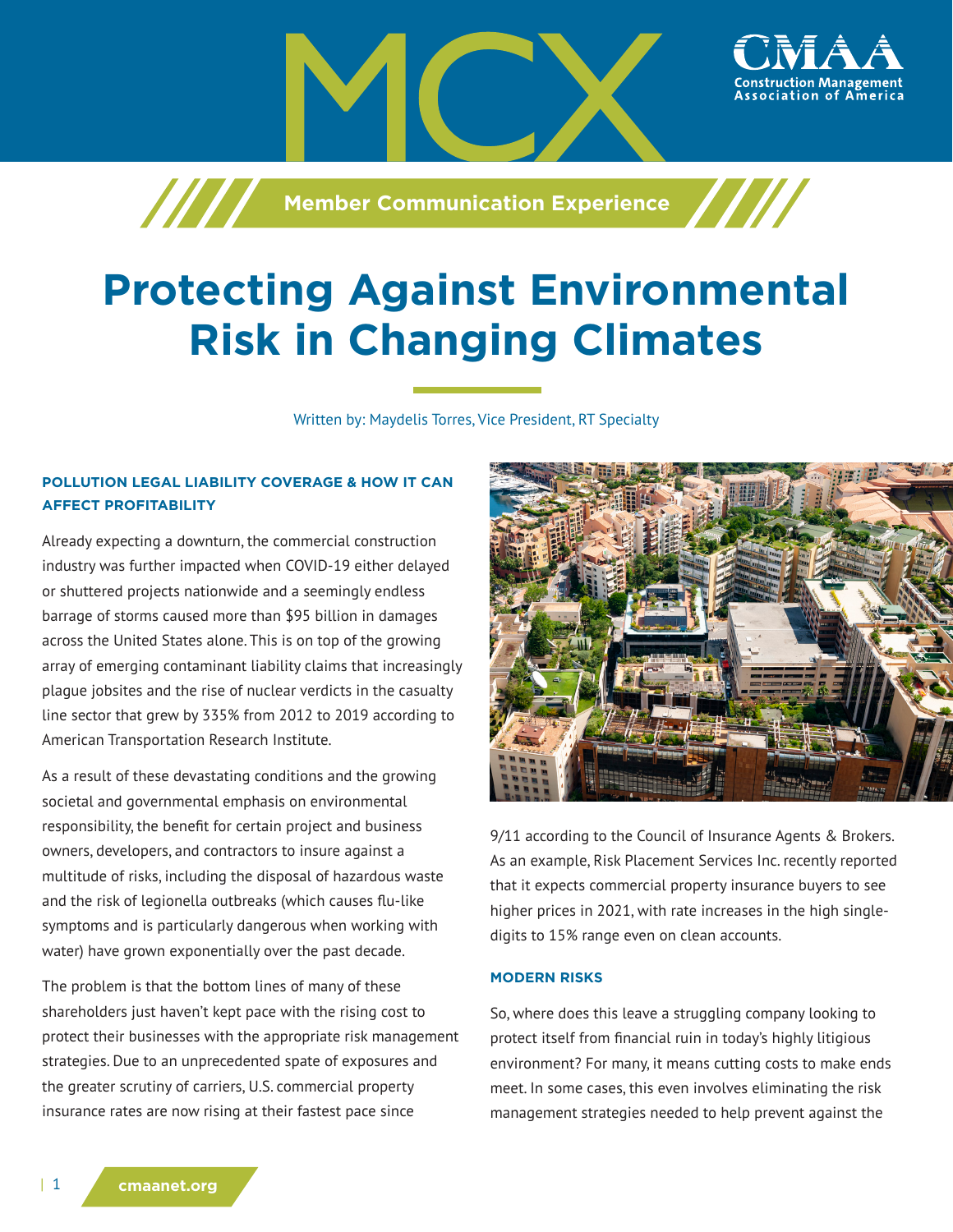# Protecting Against Environmental Risk in Changing Climates

Written by: Maydelis Torres, Vice President, RT Specialty

### POLLUTION LEGAL LIABILITY COVERAGE & HOW IT CAN AFFECT PROFITABILITY

Already expecting a downturn, the commercial construction industry was further impacted when COVID-19 either delayed or shuttered projects nationwide and a seemingly endless barrage of storms caused more than $95 billion in damages across the United States alone. This is on top of the growing array of emerging contaminant liability claims that increasingly plague jobsites and the rise of nuclear verdicts in the casualty line sector that grew by 335% from 2012 to 2019 according to American Transportation Research Institute.

As a result of these devastating conditions and the growing societal and governmental emphasis on environmental responsibility, the benefit for certain project and business owners, developers, and contractors to insure against a multitude of risks, including the disposal of hazardous waste and the risk of legionella outbreaks (which causes flu-like symptoms and is particularly dangerous when working with water) have grown exponentially over the past decade.

The problem is that the bottom lines of many of these shareholders just haven't kept pace with the rising cost to protect their businesses with the appropriate risk management strategies. Due to an unprecedented spate of exposures and the greater scrutiny of carriers, U.S. commercial property insurance rates are now rising at their fastest pace since 9/11 according to the Council of Insurance Agents & Brokers. As an example, Risk Placement Services Inc. recently reported that it expects commercial property insurance buyers to see higher prices in 2021, with rate increases in the high single-digits to 15% range even on clean accounts.

### MODERN RISKS

So, where does this leave a struggling company looking to protect itself from financial ruin in today's highly litigious environment? For many, it means cutting costs to make ends meet. In some cases, this even involves eliminating the risk management strategies needed to help prevent against the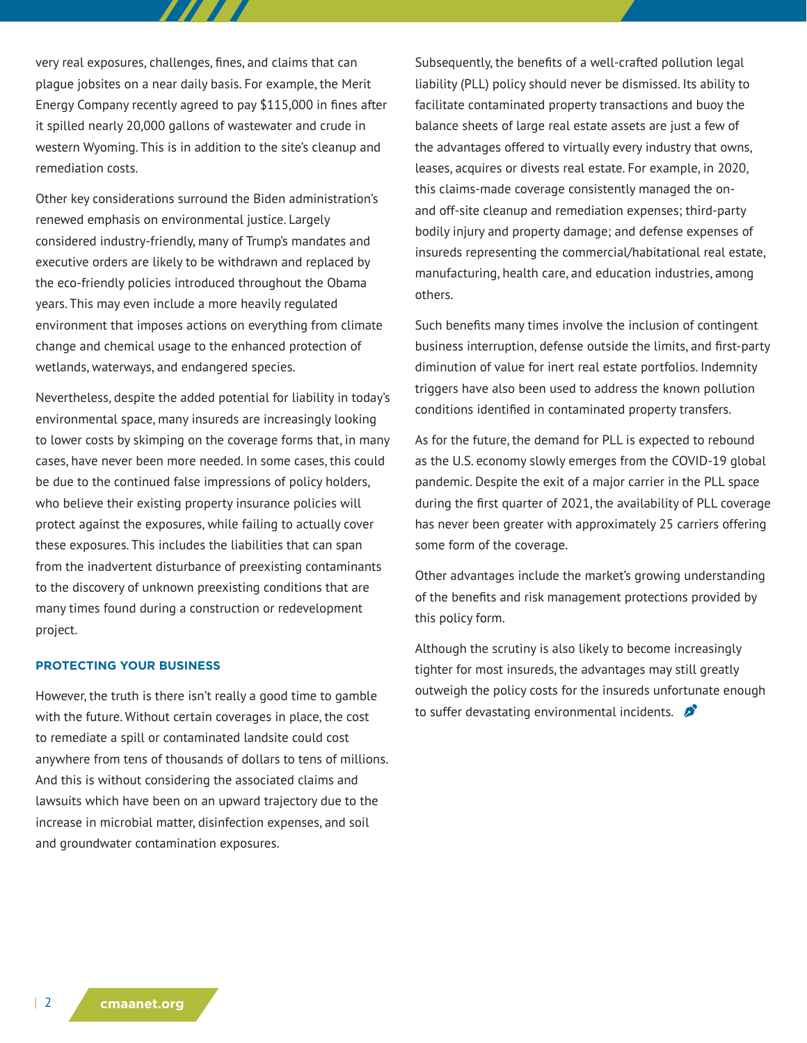very real exposures, challenges, fines, and claims that can plague jobsites on a near daily basis. For example, the Merit Energy Company recently agreed to pay $115,000 in fines after it spilled nearly 20,000 gallons of wastewater and crude in western Wyoming. This is in addition to the site's cleanup and remediation costs.

Other key considerations surround the Biden administration's renewed emphasis on environmental justice. Largely considered industry-friendly, many of Trump's mandates and executive orders are likely to be withdrawn and replaced by the eco-friendly policies introduced throughout the Obama years. This may even include a more heavily regulated environment that imposes actions on everything from climate change and chemical usage to the enhanced protection of wetlands, waterways, and endangered species.

Nevertheless, despite the added potential for liability in today's environmental space, many insureds are increasingly looking to lower costs by skimping on the coverage forms that, in many cases, have never been more needed. In some cases, this could be due to the continued false impressions of policy holders, who believe their existing property insurance policies will protect against the exposures, while failing to actually cover these exposures. This includes the liabilities that can span from the inadvertent disturbance of preexisting contaminants to the discovery of unknown preexisting conditions that are many times found during a construction or redevelopment project.

### PROTECTING YOUR BUSINESS

However, the truth is there isn't really a good time to gamble with the future. Without certain coverages in place, the cost to remediate a spill or contaminated landsite could cost anywhere from tens of thousands of dollars to tens of millions. And this is without considering the associated claims and lawsuits which have been on an upward trajectory due to the increase in microbial matter, disinfection expenses, and soil and groundwater contamination exposures.

Subsequently, the benefits of a well-crafted pollution legal liability (PLL) policy should never be dismissed. Its ability to facilitate contaminated property transactions and buoy the balance sheets of large real estate assets are just a few of the advantages offered to virtually every industry that owns, leases, acquires or divests real estate. For example, in 2020, this claims-made coverage consistently managed the on- and off-site cleanup and remediation expenses; third-party bodily injury and property damage; and defense expenses of insureds representing the commercial/habitational real estate, manufacturing, health care, and education industries, among others.

Such benefits many times involve the inclusion of contingent business interruption, defense outside the limits, and first-party diminution of value for inert real estate portfolios. Indemnity triggers have also been used to address the known pollution conditions identified in contaminated property transfers.

As for the future, the demand for PLL is expected to rebound as the U.S. economy slowly emerges from the COVID-19 global pandemic. Despite the exit of a major carrier in the PLL space during the first quarter of 2021, the availability of PLL coverage has never been greater with approximately 25 carriers offering some form of the coverage.

Other advantages include the market's growing understanding of the benefits and risk management protections provided by this policy form.

Although the scrutiny is also likely to become increasingly tighter for most insureds, the advantages may still greatly outweigh the policy costs for the insureds unfortunate enough to suffer devastating environmental incidents.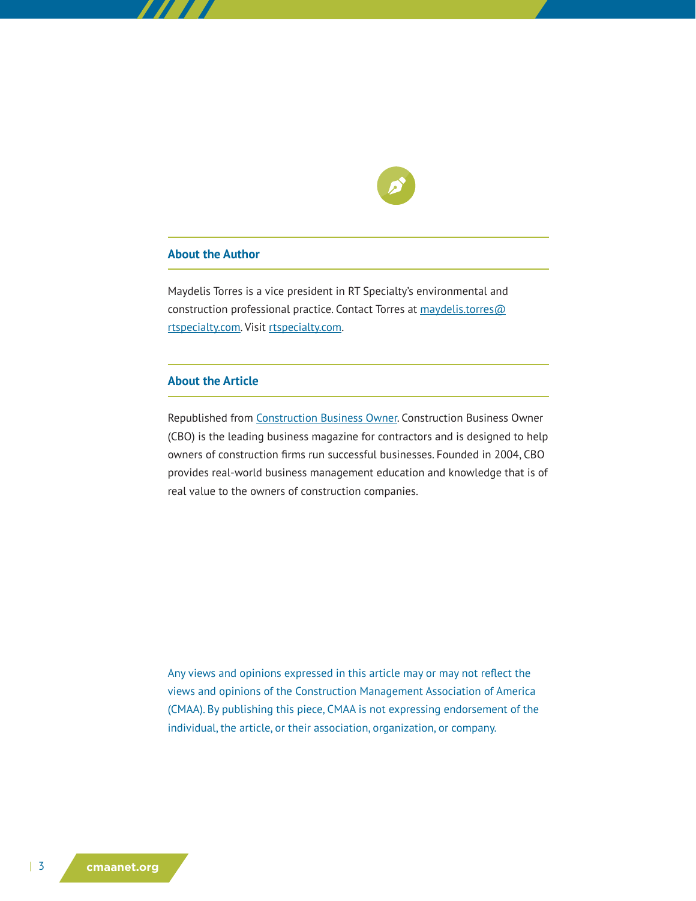## About the Author

Maydelis Torres is a vice president in RT Specialty's environmental and construction professional practice. Contact Torres at maydelis.torres@rtspecialty.com. Visit rtspecialty.com.

## About the Article

Republished from Construction Business Owner. Construction Business Owner (CBO) is the leading business magazine for contractors and is designed to help owners of construction firms run successful businesses. Founded in 2004, CBO provides real-world business management education and knowledge that is of real value to the owners of construction companies.

Any views and opinions expressed in this article may or may not reflect the views and opinions of the Construction Management Association of America (CMAA). By publishing this piece, CMAA is not expressing endorsement of the individual, the article, or their association, organization, or company.